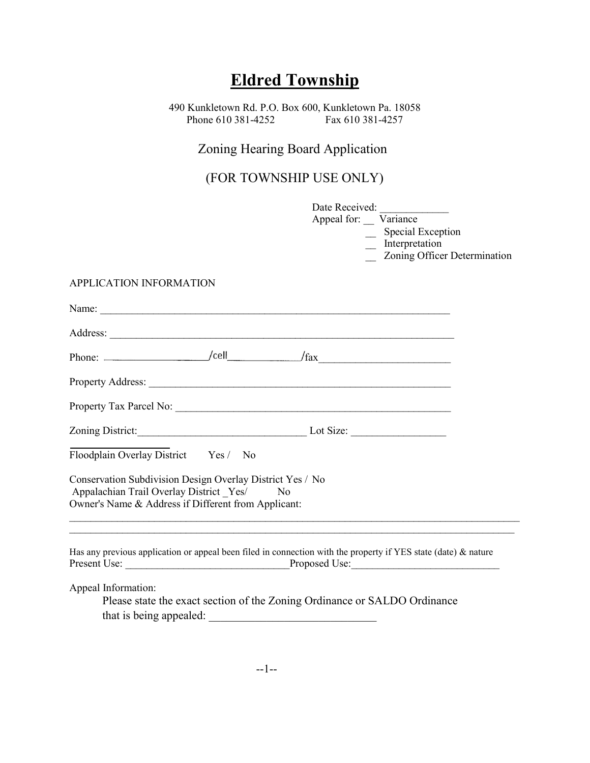# Eldred Township

490 Kunkletown Rd. P.O. Box 600, Kunkletown Pa. 18058
Phone 610 381-4252 Fax 610 381-4257

## Zoning Hearing Board Application

## (FOR TOWNSHIP USE ONLY)

Date Received: _____________
Appeal for: __ Variance
__ Special Exception
__ Interpretation
__ Zoning Officer Determination

APPLICATION INFORMATION

Name: ______________________________________________________________________

Address: ____________________________________________________________________

Phone: ____________________/cell______________/fax_________________________

Property Address: _____________________________________________________________

Property Tax Parcel No: ________________________________________________________

Zoning District:________________________________ Lot Size: __________________

Floodplain Overlay District Yes / No

Conservation Subdivision Design Overlay District Yes / No
Appalachian Trail Overlay District _Yes/ No
Owner's Name & Address if Different from Applicant:

_____________________________________________________________________________________________
_____________________________________________________________________________________________

Has any previous application or appeal been filed in connection with the property if YES state (date) & nature
Present Use: _______________________________Proposed Use:____________________________

Appeal Information:

Please state the exact section of the Zoning Ordinance or SALDO Ordinance that is being appealed: _____________________________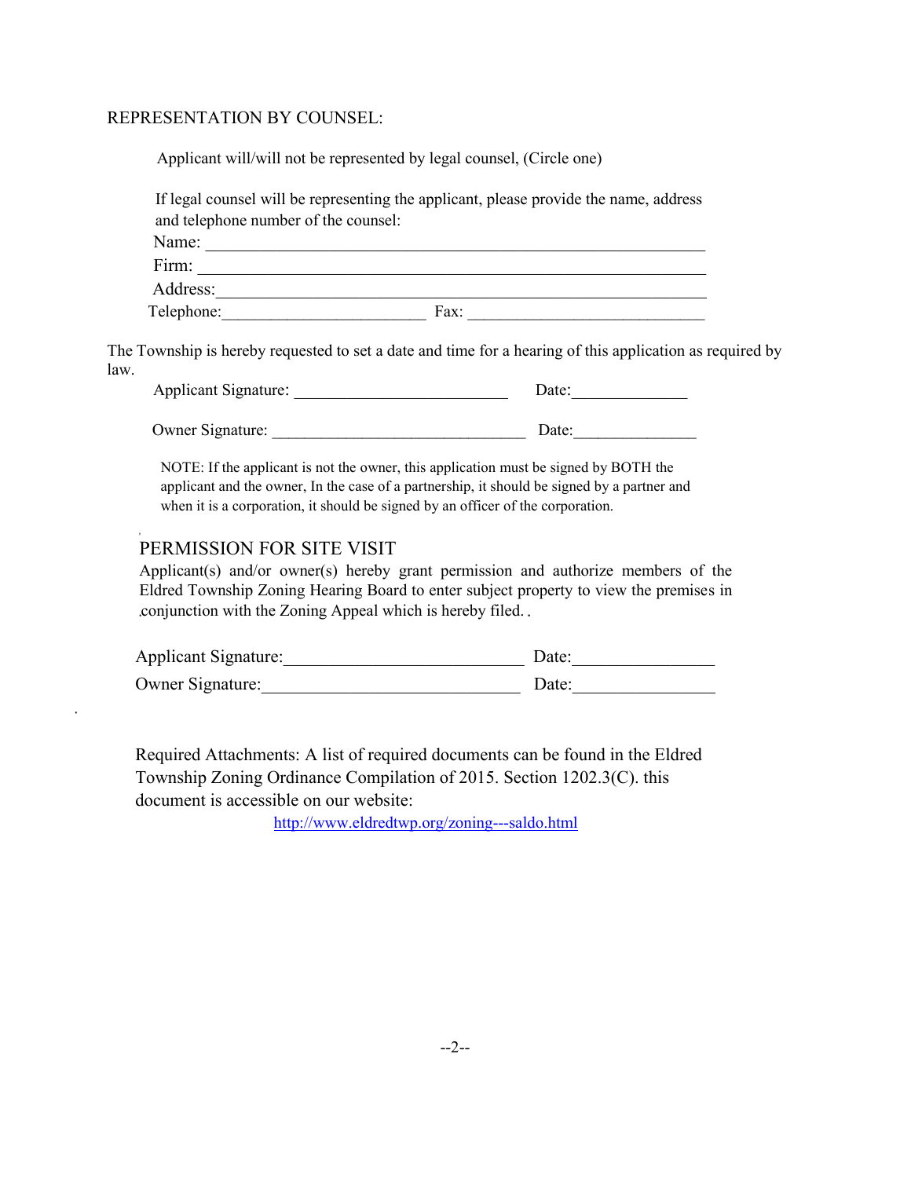REPRESENTATION BY COUNSEL:

Applicant will/will not be represented by legal counsel, (Circle one)

If legal counsel will be representing the applicant, please provide the name, address and telephone number of the counsel:

Name: ____________________________________________________________

Firm: ____________________________________________________________

Address:__________________________________________________________

Telephone:_________________________ Fax: _____________________________

The Township is hereby requested to set a date and time for a hearing of this application as required by law.

Applicant Signature: __________________________ Date:______________

Owner Signature: _______________________________ Date:_______________

NOTE: If the applicant is not the owner, this application must be signed by BOTH the applicant and the owner, In the case of a partnership, it should be signed by a partner and when it is a corporation, it should be signed by an officer of the corporation.

PERMISSION FOR SITE VISIT

Applicant(s) and/or owner(s) hereby grant permission and authorize members of the Eldred Township Zoning Hearing Board to enter subject property to view the premises in conjunction with the Zoning Appeal which is hereby filed.

Applicant Signature:____________________________ Date:________________

Owner Signature:_____________________________ Date:________________

Required Attachments: A list of required documents can be found in the Eldred Township Zoning Ordinance Compilation of 2015. Section 1202.3(C). this document is accessible on our website:

http://www.eldredtwp.org/zoning---saldo.html